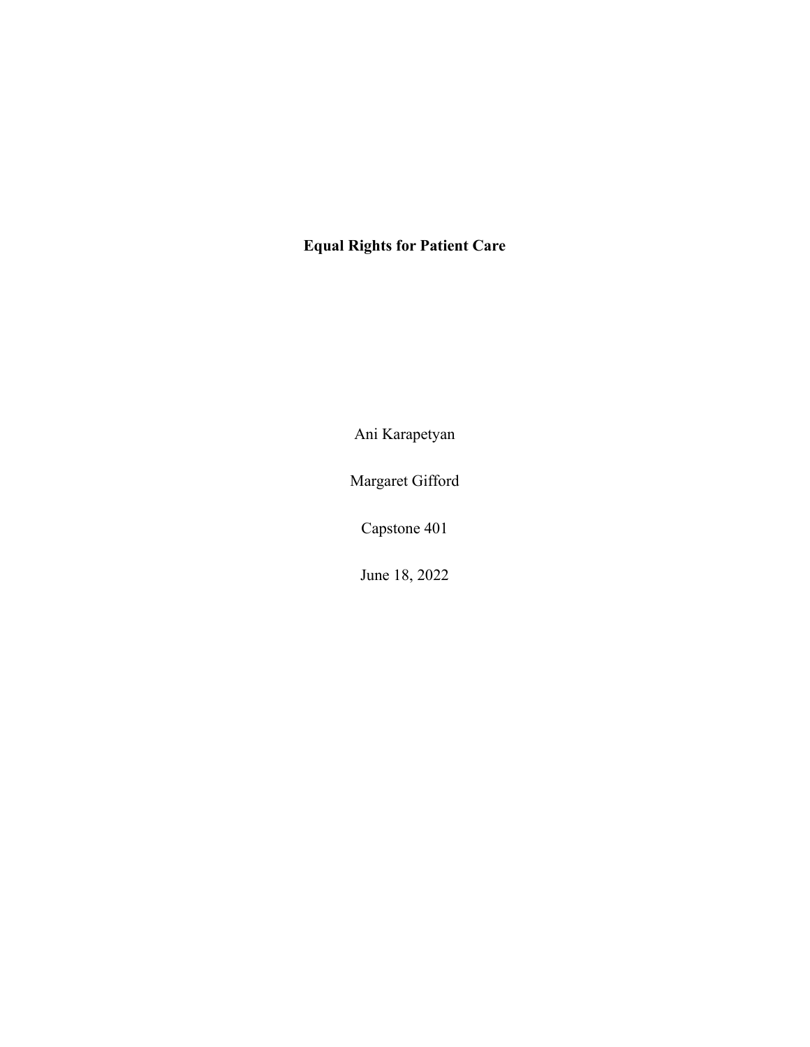**Equal Rights for Patient Care**

Ani Karapetyan

Margaret Gifford

Capstone 401

June 18, 2022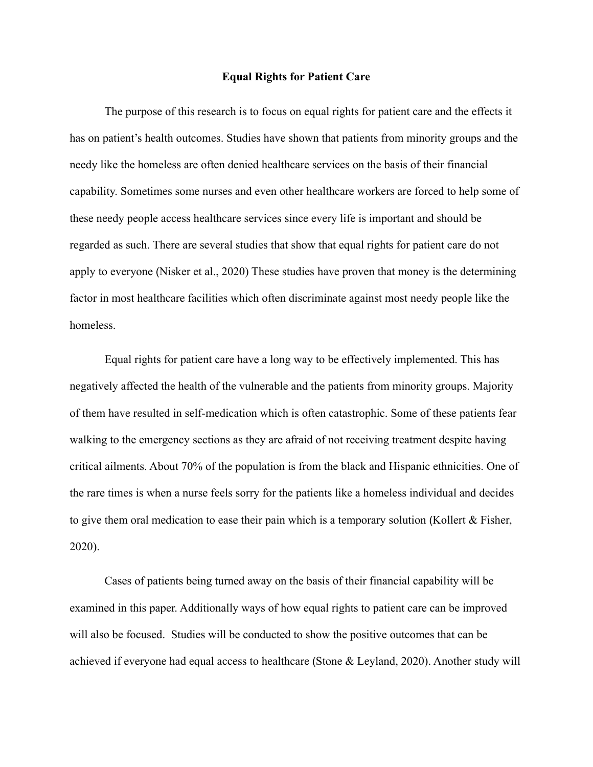# Equal Rights for Patient Care

The purpose of this research is to focus on equal rights for patient care and the effects it has on patient's health outcomes. Studies have shown that patients from minority groups and the needy like the homeless are often denied healthcare services on the basis of their financial capability. Sometimes some nurses and even other healthcare workers are forced to help some of these needy people access healthcare services since every life is important and should be regarded as such. There are several studies that show that equal rights for patient care do not apply to everyone (Nisker et al., 2020) These studies have proven that money is the determining factor in most healthcare facilities which often discriminate against most needy people like the homeless.

Equal rights for patient care have a long way to be effectively implemented. This has negatively affected the health of the vulnerable and the patients from minority groups. Majority of them have resulted in self-medication which is often catastrophic. Some of these patients fear walking to the emergency sections as they are afraid of not receiving treatment despite having critical ailments. About 70% of the population is from the black and Hispanic ethnicities. One of the rare times is when a nurse feels sorry for the patients like a homeless individual and decides to give them oral medication to ease their pain which is a temporary solution (Kollert & Fisher, 2020).

Cases of patients being turned away on the basis of their financial capability will be examined in this paper. Additionally ways of how equal rights to patient care can be improved will also be focused. Studies will be conducted to show the positive outcomes that can be achieved if everyone had equal access to healthcare (Stone & Leyland, 2020). Another study will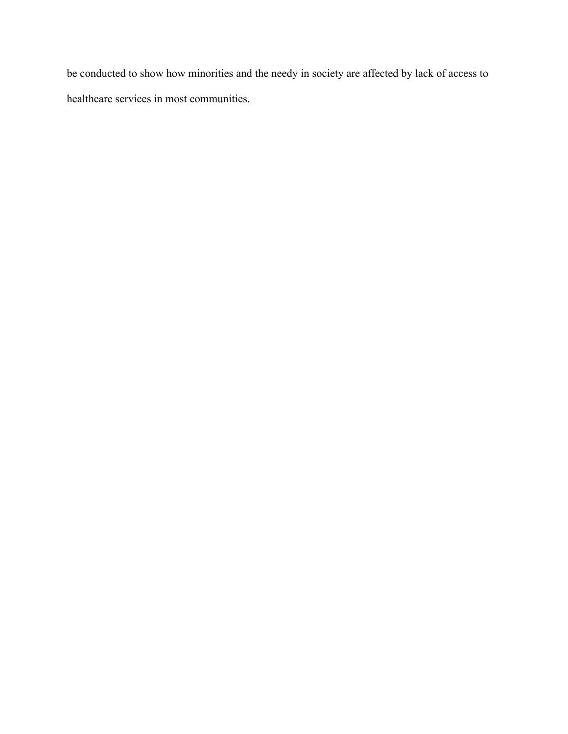be conducted to show how minorities and the needy in society are affected by lack of access to healthcare services in most communities.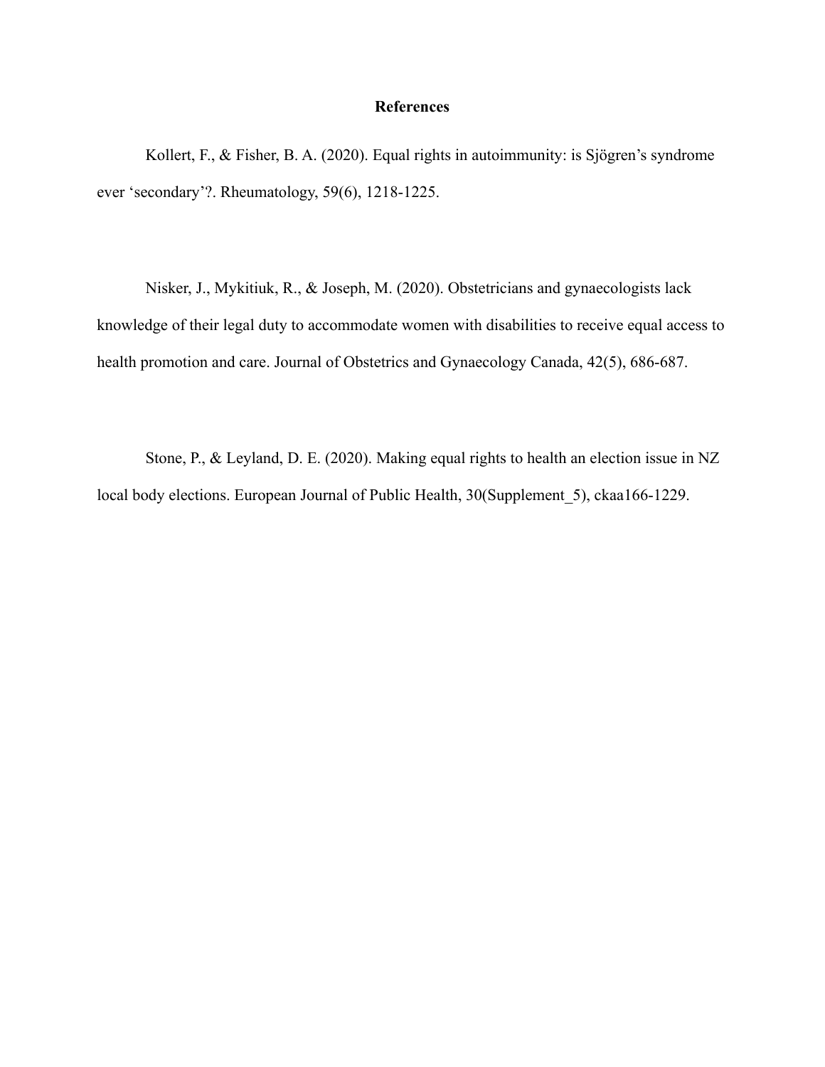# References

Kollert, F., & Fisher, B. A. (2020). Equal rights in autoimmunity: is Sjögren's syndrome ever 'secondary'?. Rheumatology, 59(6), 1218-1225.

Nisker, J., Mykitiuk, R., & Joseph, M. (2020). Obstetricians and gynaecologists lack knowledge of their legal duty to accommodate women with disabilities to receive equal access to health promotion and care. Journal of Obstetrics and Gynaecology Canada, 42(5), 686-687.

Stone, P., & Leyland, D. E. (2020). Making equal rights to health an election issue in NZ local body elections. European Journal of Public Health, 30(Supplement_5), ckaa166-1229.